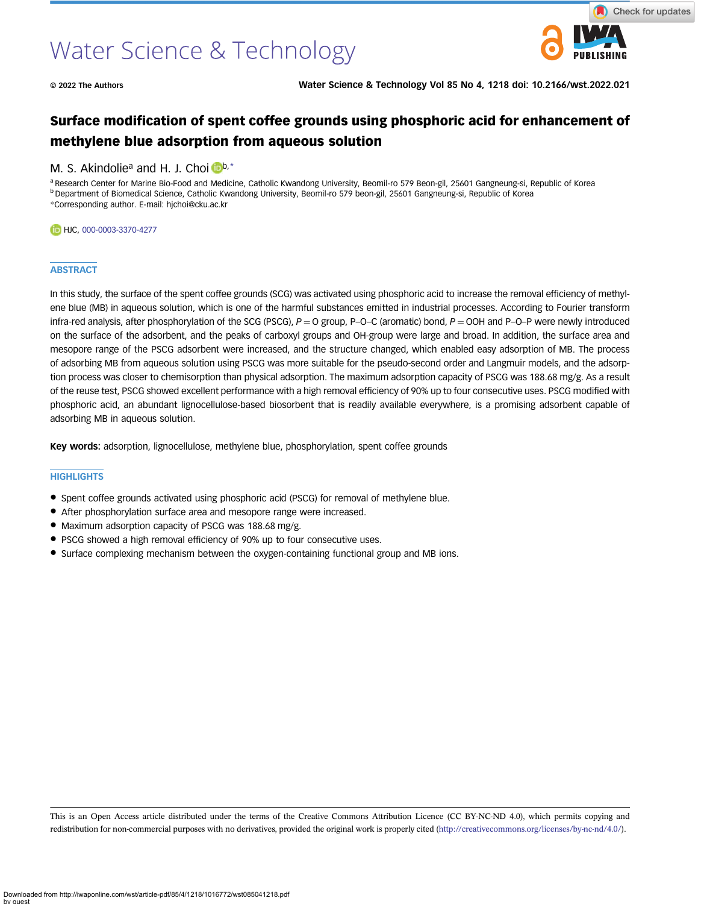© 2022 The Authors

# Surface modification of spent coffee grounds using phosphoric acid for enhancement of methylene blue adsorption from aqueous solution

M. S. Akindolie[a] and H. J. Choi[b,*]

[a] Research Center for Marine Bio-Food and Medicine, Catholic Kwandong University, Beomil-ro 579 Beon-gil, 25601 Gangneung-si, Republic of Korea
[b] Department of Biomedical Science, Catholic Kwandong University, Beomil-ro 579 beon-gil, 25601 Gangneung-si, Republic of Korea
*Corresponding author. E-mail: hjchoi@cku.ac.kr

HJC, 000-0003-3370-4277

## ABSTRACT

In this study, the surface of the spent coffee grounds (SCG) was activated using phosphoric acid to increase the removal efficiency of methylene blue (MB) in aqueous solution, which is one of the harmful substances emitted in industrial processes. According to Fourier transform infra-red analysis, after phosphorylation of the SCG (PSCG), *P* = O group, P–O–C (aromatic) bond, *P* = OOH and P–O–P were newly introduced on the surface of the adsorbent, and the peaks of carboxyl groups and OH-group were large and broad. In addition, the surface area and mesopore range of the PSCG adsorbent were increased, and the structure changed, which enabled easy adsorption of MB. The process of adsorbing MB from aqueous solution using PSCG was more suitable for the pseudo-second order and Langmuir models, and the adsorption process was closer to chemisorption than physical adsorption. The maximum adsorption capacity of PSCG was 188.68 mg/g. As a result of the reuse test, PSCG showed excellent performance with a high removal efficiency of 90% up to four consecutive uses. PSCG modified with phosphoric acid, an abundant lignocellulose-based biosorbent that is readily available everywhere, is a promising adsorbent capable of adsorbing MB in aqueous solution.

**Key words:** adsorption, lignocellulose, methylene blue, phosphorylation, spent coffee grounds

## HIGHLIGHTS

- Spent coffee grounds activated using phosphoric acid (PSCG) for removal of methylene blue.
- After phosphorylation surface area and mesopore range were increased.
- Maximum adsorption capacity of PSCG was 188.68 mg/g.
- PSCG showed a high removal efficiency of 90% up to four consecutive uses.
- Surface complexing mechanism between the oxygen-containing functional group and MB ions.

This is an Open Access article distributed under the terms of the Creative Commons Attribution Licence (CC BY-NC-ND 4.0), which permits copying and redistribution for non-commercial purposes with no derivatives, provided the original work is properly cited (http://creativecommons.org/licenses/by-nc-nd/4.0/).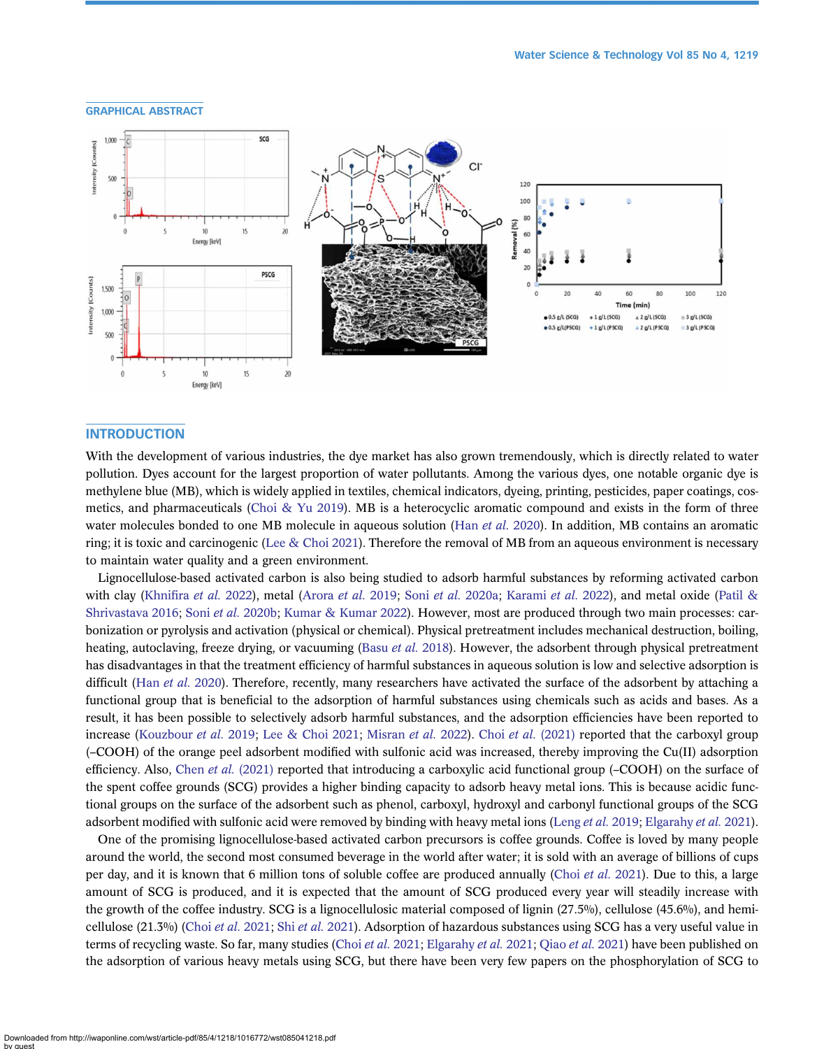## GRAPHICAL ABSTRACT

## INTRODUCTION

With the development of various industries, the dye market has also grown tremendously, which is directly related to water pollution. Dyes account for the largest proportion of water pollutants. Among the various dyes, one notable organic dye is methylene blue (MB), which is widely applied in textiles, chemical indicators, dyeing, printing, pesticides, paper coatings, cosmetics, and pharmaceuticals (Choi & Yu 2019). MB is a heterocyclic aromatic compound and exists in the form of three water molecules bonded to one MB molecule in aqueous solution (Han *et al.* 2020). In addition, MB contains an aromatic ring; it is toxic and carcinogenic (Lee & Choi 2021). Therefore the removal of MB from an aqueous environment is necessary to maintain water quality and a green environment.

Lignocellulose-based activated carbon is also being studied to adsorb harmful substances by reforming activated carbon with clay (Khnifira *et al.* 2022), metal (Arora *et al.* 2019; Soni *et al.* 2020a; Karami *et al.* 2022), and metal oxide (Patil & Shrivastava 2016; Soni *et al.* 2020b; Kumar & Kumar 2022). However, most are produced through two main processes: carbonization or pyrolysis and activation (physical or chemical). Physical pretreatment includes mechanical destruction, boiling, heating, autoclaving, freeze drying, or vacuuming (Basu *et al.* 2018). However, the adsorbent through physical pretreatment has disadvantages in that the treatment efficiency of harmful substances in aqueous solution is low and selective adsorption is difficult (Han *et al.* 2020). Therefore, recently, many researchers have activated the surface of the adsorbent by attaching a functional group that is beneficial to the adsorption of harmful substances using chemicals such as acids and bases. As a result, it has been possible to selectively adsorb harmful substances, and the adsorption efficiencies have been reported to increase (Kouzbour *et al.* 2019; Lee & Choi 2021; Misran *et al.* 2022). Choi *et al.* (2021) reported that the carboxyl group (–COOH) of the orange peel adsorbent modified with sulfonic acid was increased, thereby improving the Cu(II) adsorption efficiency. Also, Chen *et al.* (2021) reported that introducing a carboxylic acid functional group (–COOH) on the surface of the spent coffee grounds (SCG) provides a higher binding capacity to adsorb heavy metal ions. This is because acidic functional groups on the surface of the adsorbent such as phenol, carboxyl, hydroxyl and carbonyl functional groups of the SCG adsorbent modified with sulfonic acid were removed by binding with heavy metal ions (Leng *et al.* 2019; Elgarahy *et al.* 2021).

One of the promising lignocellulose-based activated carbon precursors is coffee grounds. Coffee is loved by many people around the world, the second most consumed beverage in the world after water; it is sold with an average of billions of cups per day, and it is known that 6 million tons of soluble coffee are produced annually (Choi *et al.* 2021). Due to this, a large amount of SCG is produced, and it is expected that the amount of SCG produced every year will steadily increase with the growth of the coffee industry. SCG is a lignocellulosic material composed of lignin (27.5%), cellulose (45.6%), and hemicellulose (21.3%) (Choi *et al.* 2021; Shi *et al.* 2021). Adsorption of hazardous substances using SCG has a very useful value in terms of recycling waste. So far, many studies (Choi *et al.* 2021; Elgarahy *et al.* 2021; Qiao *et al.* 2021) have been published on the adsorption of various heavy metals using SCG, but there have been very few papers on the phosphorylation of SCG to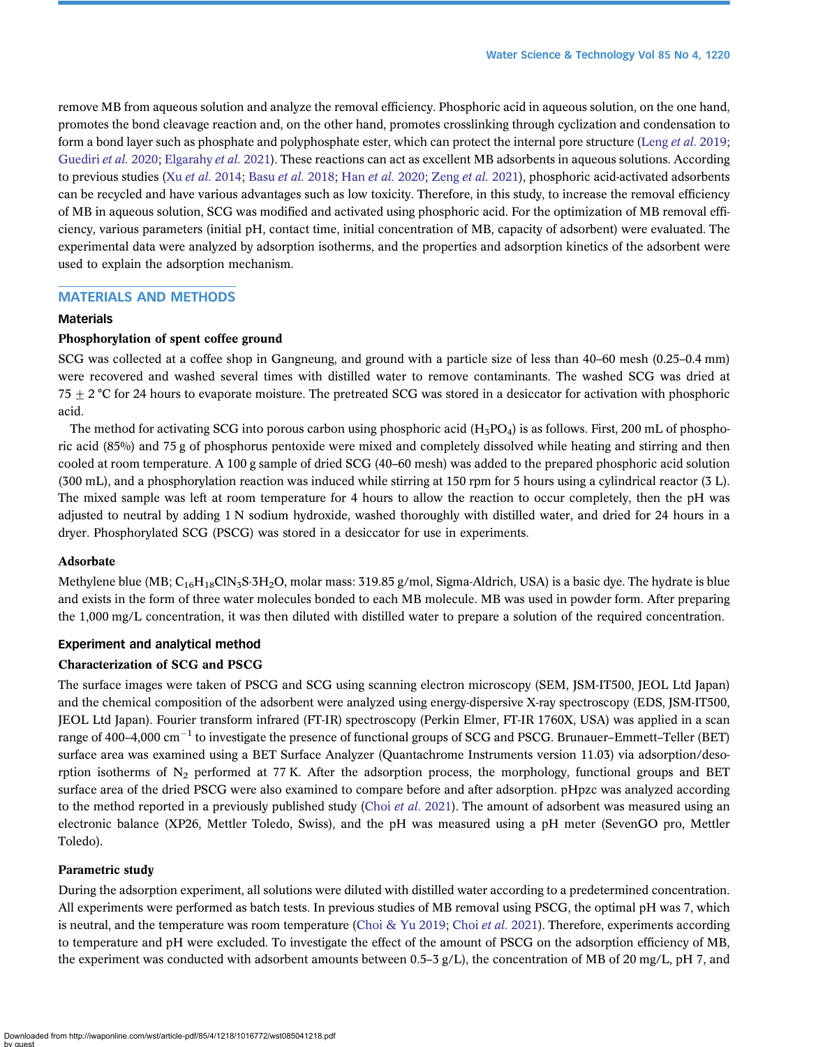remove MB from aqueous solution and analyze the removal efficiency. Phosphoric acid in aqueous solution, on the one hand, promotes the bond cleavage reaction and, on the other hand, promotes crosslinking through cyclization and condensation to form a bond layer such as phosphate and polyphosphate ester, which can protect the internal pore structure (Leng *et al.* 2019; Guediri *et al.* 2020; Elgarahy *et al.* 2021). These reactions can act as excellent MB adsorbents in aqueous solutions. According to previous studies (Xu *et al.* 2014; Basu *et al.* 2018; Han *et al.* 2020; Zeng *et al.* 2021), phosphoric acid-activated adsorbents can be recycled and have various advantages such as low toxicity. Therefore, in this study, to increase the removal efficiency of MB in aqueous solution, SCG was modified and activated using phosphoric acid. For the optimization of MB removal efficiency, various parameters (initial pH, contact time, initial concentration of MB, capacity of adsorbent) were evaluated. The experimental data were analyzed by adsorption isotherms, and the properties and adsorption kinetics of the adsorbent were used to explain the adsorption mechanism.

## MATERIALS AND METHODS

### Materials

#### Phosphorylation of spent coffee ground

SCG was collected at a coffee shop in Gangneung, and ground with a particle size of less than 40–60 mesh (0.25–0.4 mm) were recovered and washed several times with distilled water to remove contaminants. The washed SCG was dried at $75 \pm 2$ °C for 24 hours to evaporate moisture. The pretreated SCG was stored in a desiccator for activation with phosphoric acid.

The method for activating SCG into porous carbon using phosphoric acid ($H_3PO_4$) is as follows. First, 200 mL of phosphoric acid (85%) and 75 g of phosphorus pentoxide were mixed and completely dissolved while heating and stirring and then cooled at room temperature. A 100 g sample of dried SCG (40–60 mesh) was added to the prepared phosphoric acid solution (300 mL), and a phosphorylation reaction was induced while stirring at 150 rpm for 5 hours using a cylindrical reactor (3 L). The mixed sample was left at room temperature for 4 hours to allow the reaction to occur completely, then the pH was adjusted to neutral by adding 1 N sodium hydroxide, washed thoroughly with distilled water, and dried for 24 hours in a dryer. Phosphorylated SCG (PSCG) was stored in a desiccator for use in experiments.

#### Adsorbate

Methylene blue (MB; $C_{16}H_{18}ClN_3S{\cdot}3H_2O$, molar mass: 319.85 g/mol, Sigma-Aldrich, USA) is a basic dye. The hydrate is blue and exists in the form of three water molecules bonded to each MB molecule. MB was used in powder form. After preparing the 1,000 mg/L concentration, it was then diluted with distilled water to prepare a solution of the required concentration.

### Experiment and analytical method

#### Characterization of SCG and PSCG

The surface images were taken of PSCG and SCG using scanning electron microscopy (SEM, JSM-IT500, JEOL Ltd Japan) and the chemical composition of the adsorbent were analyzed using energy-dispersive X-ray spectroscopy (EDS, JSM-IT500, JEOL Ltd Japan). Fourier transform infrared (FT-IR) spectroscopy (Perkin Elmer, FT-IR 1760X, USA) was applied in a scan range of 400–4,000 $cm^{-1}$ to investigate the presence of functional groups of SCG and PSCG. Brunauer–Emmett–Teller (BET) surface area was examined using a BET Surface Analyzer (Quantachrome Instruments version 11.03) via adsorption/desorption isotherms of $N_2$ performed at 77 K. After the adsorption process, the morphology, functional groups and BET surface area of the dried PSCG were also examined to compare before and after adsorption. pHpzc was analyzed according to the method reported in a previously published study (Choi *et al.* 2021). The amount of adsorbent was measured using an electronic balance (XP26, Mettler Toledo, Swiss), and the pH was measured using a pH meter (SevenGO pro, Mettler Toledo).

#### Parametric study

During the adsorption experiment, all solutions were diluted with distilled water according to a predetermined concentration. All experiments were performed as batch tests. In previous studies of MB removal using PSCG, the optimal pH was 7, which is neutral, and the temperature was room temperature (Choi & Yu 2019; Choi *et al.* 2021). Therefore, experiments according to temperature and pH were excluded. To investigate the effect of the amount of PSCG on the adsorption efficiency of MB, the experiment was conducted with adsorbent amounts between 0.5–3 g/L), the concentration of MB of 20 mg/L, pH 7, and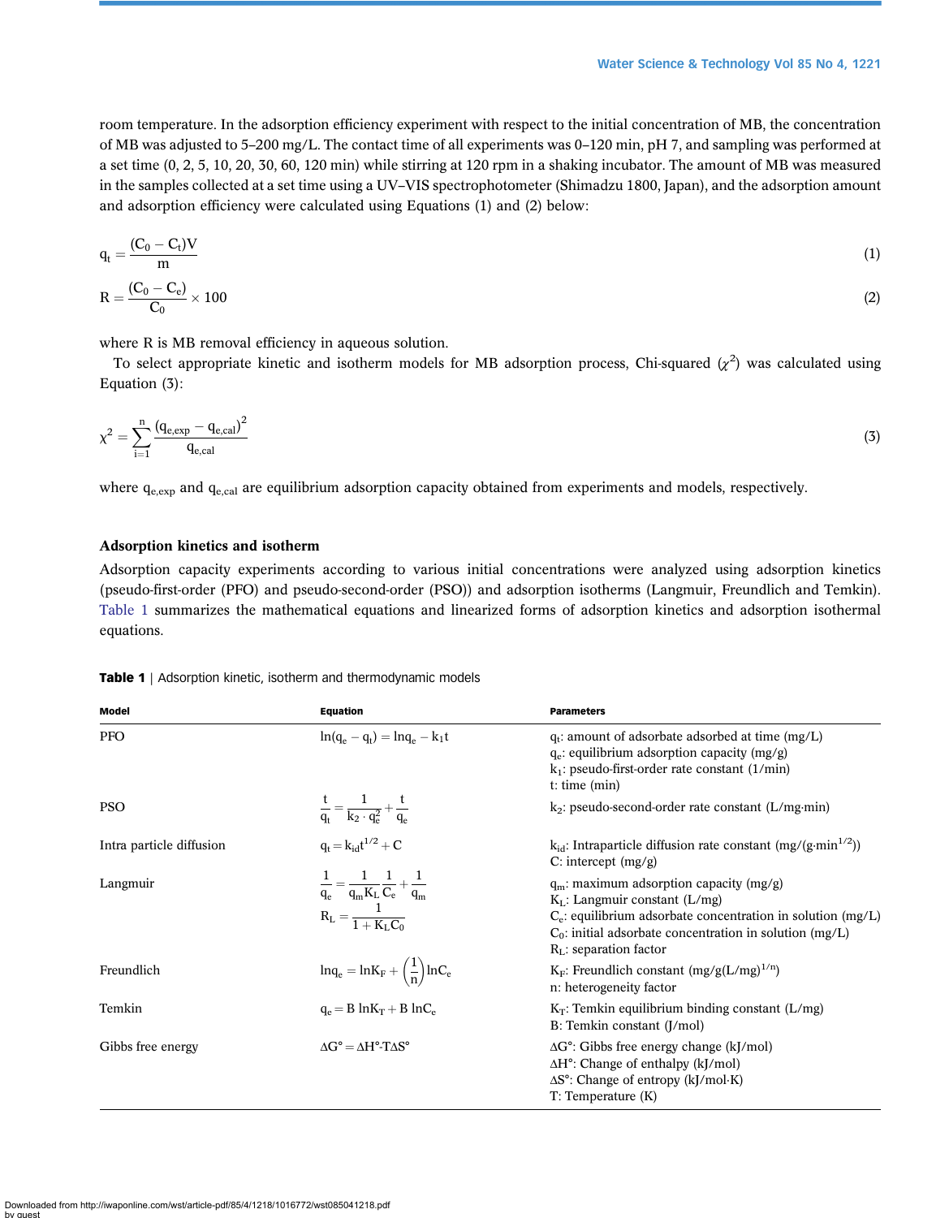room temperature. In the adsorption efficiency experiment with respect to the initial concentration of MB, the concentration of MB was adjusted to 5–200 mg/L. The contact time of all experiments was 0–120 min, pH 7, and sampling was performed at a set time (0, 2, 5, 10, 20, 30, 60, 120 min) while stirring at 120 rpm in a shaking incubator. The amount of MB was measured in the samples collected at a set time using a UV–VIS spectrophotometer (Shimadzu 1800, Japan), and the adsorption amount and adsorption efficiency were calculated using Equations (1) and (2) below:

$$q_t = \frac{(C_0 - C_t)V}{m} \tag{1}$$

$$R = \frac{(C_0 - C_e)}{C_0} \times 100 \tag{2}$$

where R is MB removal efficiency in aqueous solution.

To select appropriate kinetic and isotherm models for MB adsorption process, Chi-squared ($\chi^2$) was calculated using Equation (3):

$$\chi^2 = \sum_{i=1}^{n} \frac{(q_{e,exp} - q_{e,cal})^2}{q_{e,cal}} \tag{3}$$

where $q_{e,exp}$ and $q_{e,cal}$ are equilibrium adsorption capacity obtained from experiments and models, respectively.

### Adsorption kinetics and isotherm

Adsorption capacity experiments according to various initial concentrations were analyzed using adsorption kinetics (pseudo-first-order (PFO) and pseudo-second-order (PSO)) and adsorption isotherms (Langmuir, Freundlich and Temkin). Table 1 summarizes the mathematical equations and linearized forms of adsorption kinetics and adsorption isothermal equations.

**Table 1** | Adsorption kinetic, isotherm and thermodynamic models

| Model | Equation | Parameters |
|---|---|---|
| PFO | $\ln(q_e - q_t) = \ln q_e - k_1 t$ | $q_t$: amount of adsorbate adsorbed at time (mg/L)<br>$q_e$: equilibrium adsorption capacity (mg/g)<br>$k_1$: pseudo-first-order rate constant (1/min)<br>t: time (min) |
| PSO | $\frac{t}{q_t} = \frac{1}{k_2 \cdot q_e^2} + \frac{t}{q_e}$ | $k_2$: pseudo-second-order rate constant (L/mg·min) |
| Intra particle diffusion | $q_t = k_{id} t^{1/2} + C$ | $k_{id}$: Intraparticle diffusion rate constant (mg/(g·min$^{1/2}$))<br>C: intercept (mg/g) |
| Langmuir | $\frac{1}{q_e} = \frac{1}{q_m K_L} \frac{1}{C_e} + \frac{1}{q_m}$<br>$R_L = \frac{1}{1 + K_L C_0}$ | $q_m$: maximum adsorption capacity (mg/g)<br>$K_L$: Langmuir constant (L/mg)<br>$C_e$: equilibrium adsorbate concentration in solution (mg/L)<br>$C_0$: initial adsorbate concentration in solution (mg/L)<br>$R_L$: separation factor |
| Freundlich | $\ln q_e = \ln K_F + \left(\frac{1}{n}\right) \ln C_e$ | $K_F$: Freundlich constant (mg/g(L/mg)$^{1/n}$)<br>n: heterogeneity factor |
| Temkin | $q_e = B \ln K_T + B \ln C_e$ | $K_T$: Temkin equilibrium binding constant (L/mg)<br>B: Temkin constant (J/mol) |
| Gibbs free energy | $\Delta G° = \Delta H° - T\Delta S°$ | $\Delta G°$: Gibbs free energy change (kJ/mol)<br>$\Delta H°$: Change of enthalpy (kJ/mol)<br>$\Delta S°$: Change of entropy (kJ/mol·K)<br>T: Temperature (K) |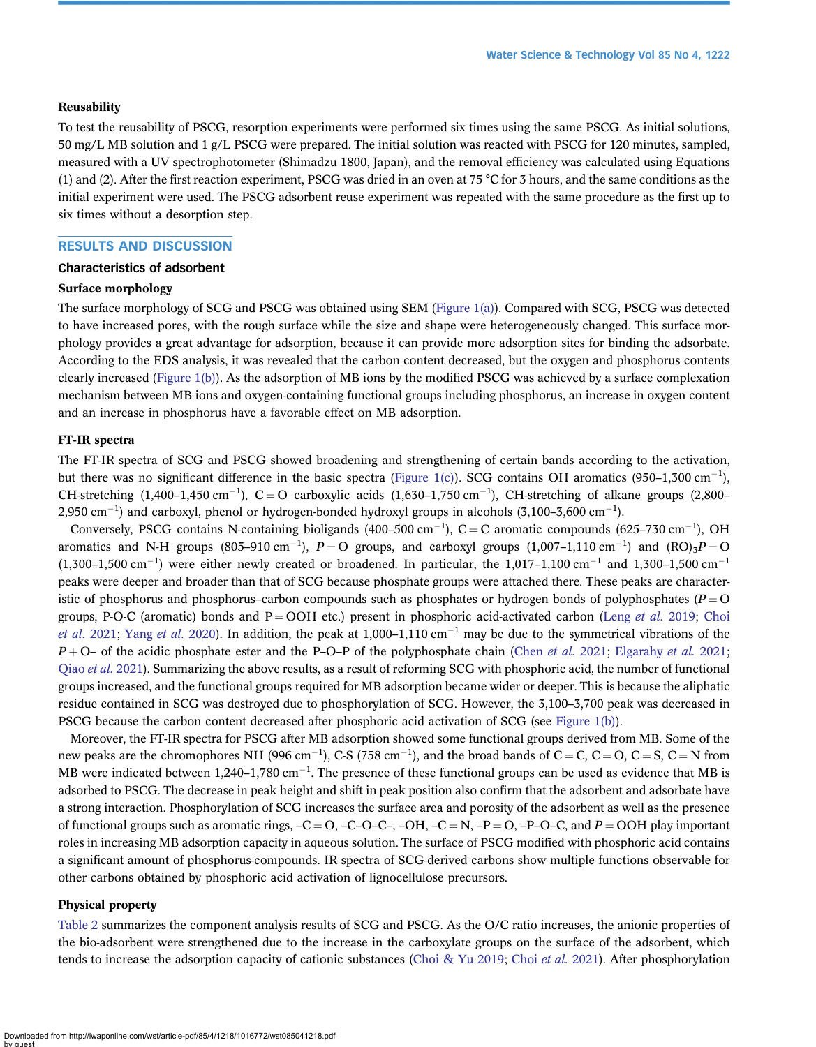### Reusability

To test the reusability of PSCG, resorption experiments were performed six times using the same PSCG. As initial solutions, 50 mg/L MB solution and 1 g/L PSCG were prepared. The initial solution was reacted with PSCG for 120 minutes, sampled, measured with a UV spectrophotometer (Shimadzu 1800, Japan), and the removal efficiency was calculated using Equations (1) and (2). After the first reaction experiment, PSCG was dried in an oven at 75 °C for 3 hours, and the same conditions as the initial experiment were used. The PSCG adsorbent reuse experiment was repeated with the same procedure as the first up to six times without a desorption step.

## RESULTS AND DISCUSSION

### Characteristics of adsorbent

### Surface morphology

The surface morphology of SCG and PSCG was obtained using SEM (Figure 1(a)). Compared with SCG, PSCG was detected to have increased pores, with the rough surface while the size and shape were heterogeneously changed. This surface morphology provides a great advantage for adsorption, because it can provide more adsorption sites for binding the adsorbate. According to the EDS analysis, it was revealed that the carbon content decreased, but the oxygen and phosphorus contents clearly increased (Figure 1(b)). As the adsorption of MB ions by the modified PSCG was achieved by a surface complexation mechanism between MB ions and oxygen-containing functional groups including phosphorus, an increase in oxygen content and an increase in phosphorus have a favorable effect on MB adsorption.

### FT-IR spectra

The FT-IR spectra of SCG and PSCG showed broadening and strengthening of certain bands according to the activation, but there was no significant difference in the basic spectra (Figure 1(c)). SCG contains OH aromatics (950–1,300 $cm^{-1}$), CH-stretching (1,400–1,450 $cm^{-1}$), C = O carboxylic acids (1,630–1,750 $cm^{-1}$), CH-stretching of alkane groups (2,800–2,950 $cm^{-1}$) and carboxyl, phenol or hydrogen-bonded hydroxyl groups in alcohols (3,100–3,600 $cm^{-1}$).

Conversely, PSCG contains N-containing bioligands (400–500 $cm^{-1}$), C = C aromatic compounds (625–730 $cm^{-1}$), OH aromatics and N-H groups (805–910 $cm^{-1}$), $P = O$ groups, and carboxyl groups (1,007–1,110 $cm^{-1}$) and $(RO)_3P = O$ (1,300–1,500 $cm^{-1}$) were either newly created or broadened. In particular, the 1,017–1,100 $cm^{-1}$ and 1,300–1,500 $cm^{-1}$ peaks were deeper and broader than that of SCG because phosphate groups were attached there. These peaks are characteristic of phosphorus and phosphorus–carbon compounds such as phosphates or hydrogen bonds of polyphosphates ($P = O$ groups, P-O-C (aromatic) bonds and P = OOH etc.) present in phosphoric acid-activated carbon (Leng *et al.* 2019; Choi *et al.* 2021; Yang *et al.* 2020). In addition, the peak at 1,000–1,110 $cm^{-1}$ may be due to the symmetrical vibrations of the $P + O$– of the acidic phosphate ester and the P–O–P of the polyphosphate chain (Chen *et al.* 2021; Elgarahy *et al.* 2021; Qiao *et al.* 2021). Summarizing the above results, as a result of reforming SCG with phosphoric acid, the number of functional groups increased, and the functional groups required for MB adsorption became wider or deeper. This is because the aliphatic residue contained in SCG was destroyed due to phosphorylation of SCG. However, the 3,100–3,700 peak was decreased in PSCG because the carbon content decreased after phosphoric acid activation of SCG (see Figure 1(b)).

Moreover, the FT-IR spectra for PSCG after MB adsorption showed some functional groups derived from MB. Some of the new peaks are the chromophores NH (996 $cm^{-1}$), C-S (758 $cm^{-1}$), and the broad bands of C = C, C = O, C = S, C = N from MB were indicated between 1,240–1,780 $cm^{-1}$. The presence of these functional groups can be used as evidence that MB is adsorbed to PSCG. The decrease in peak height and shift in peak position also confirm that the adsorbent and adsorbate have a strong interaction. Phosphorylation of SCG increases the surface area and porosity of the adsorbent as well as the presence of functional groups such as aromatic rings, –C = O, –C–O–C–, –OH, –C = N, –P = O, –P–O–C, and $P = OOH$ play important roles in increasing MB adsorption capacity in aqueous solution. The surface of PSCG modified with phosphoric acid also contains a significant amount of phosphorus-compounds. IR spectra of SCG-derived carbons show multiple functions observable for other carbons obtained by phosphoric acid activation of lignocellulose precursors.

### Physical property

Table 2 summarizes the component analysis results of SCG and PSCG. As the O/C ratio increases, the anionic properties of the bio-adsorbent were strengthened due to the increase in the carboxylate groups on the surface of the adsorbent, which tends to increase the adsorption capacity of cationic substances (Choi & Yu 2019; Choi *et al.* 2021). After phosphorylation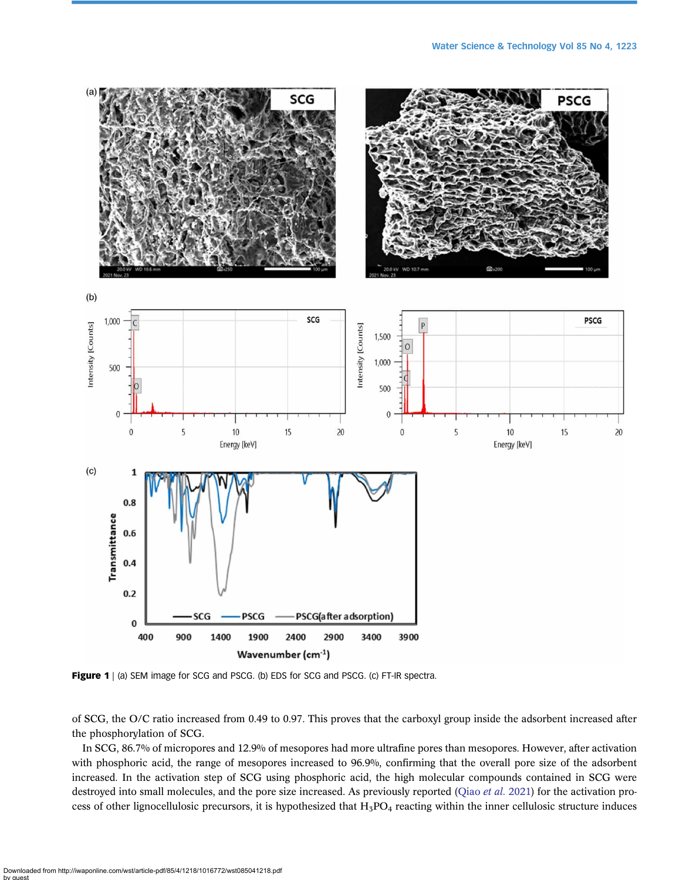**Figure 1** | (a) SEM image for SCG and PSCG. (b) EDS for SCG and PSCG. (c) FT-IR spectra.

of SCG, the O/C ratio increased from 0.49 to 0.97. This proves that the carboxyl group inside the adsorbent increased after the phosphorylation of SCG.

In SCG, 86.7% of micropores and 12.9% of mesopores had more ultrafine pores than mesopores. However, after activation with phosphoric acid, the range of mesopores increased to 96.9%, confirming that the overall pore size of the adsorbent increased. In the activation step of SCG using phosphoric acid, the high molecular compounds contained in SCG were destroyed into small molecules, and the pore size increased. As previously reported (Qiao *et al.* 2021) for the activation process of other lignocellulosic precursors, it is hypothesized that $H_3PO_4$ reacting within the inner cellulosic structure induces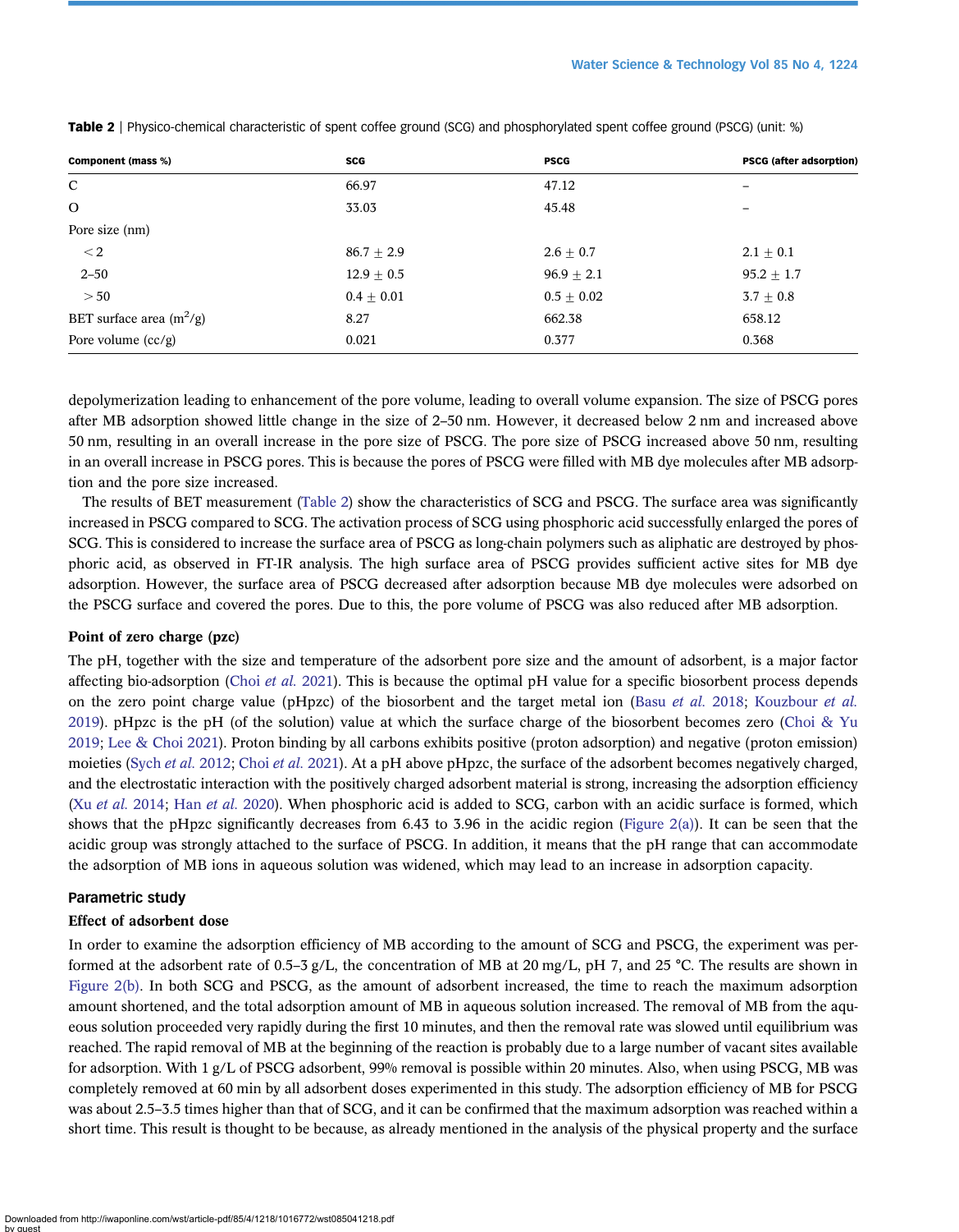**Table 2** | Physico-chemical characteristic of spent coffee ground (SCG) and phosphorylated spent coffee ground (PSCG) (unit: %)

| Component (mass %) | SCG | PSCG | PSCG (after adsorption) |
|---|---|---|---|
| C | 66.97 | 47.12 | – |
| O | 33.03 | 45.48 | – |
| Pore size (nm) | | | |
| < 2 | 86.7 ± 2.9 | 2.6 ± 0.7 | 2.1 ± 0.1 |
| 2–50 | 12.9 ± 0.5 | 96.9 ± 2.1 | 95.2 ± 1.7 |
| > 50 | 0.4 ± 0.01 | 0.5 ± 0.02 | 3.7 ± 0.8 |
| BET surface area ($m^2$/g) | 8.27 | 662.38 | 658.12 |
| Pore volume (cc/g) | 0.021 | 0.377 | 0.368 |

depolymerization leading to enhancement of the pore volume, leading to overall volume expansion. The size of PSCG pores after MB adsorption showed little change in the size of 2–50 nm. However, it decreased below 2 nm and increased above 50 nm, resulting in an overall increase in the pore size of PSCG. The pore size of PSCG increased above 50 nm, resulting in an overall increase in PSCG pores. This is because the pores of PSCG were filled with MB dye molecules after MB adsorption and the pore size increased.

The results of BET measurement (Table 2) show the characteristics of SCG and PSCG. The surface area was significantly increased in PSCG compared to SCG. The activation process of SCG using phosphoric acid successfully enlarged the pores of SCG. This is considered to increase the surface area of PSCG as long-chain polymers such as aliphatic are destroyed by phosphoric acid, as observed in FT-IR analysis. The high surface area of PSCG provides sufficient active sites for MB dye adsorption. However, the surface area of PSCG decreased after adsorption because MB dye molecules were adsorbed on the PSCG surface and covered the pores. Due to this, the pore volume of PSCG was also reduced after MB adsorption.

### Point of zero charge (pzc)

The pH, together with the size and temperature of the adsorbent pore size and the amount of adsorbent, is a major factor affecting bio-adsorption (Choi *et al.* 2021). This is because the optimal pH value for a specific biosorbent process depends on the zero point charge value (pHpzc) of the biosorbent and the target metal ion (Basu *et al.* 2018; Kouzbour *et al.* 2019). pHpzc is the pH (of the solution) value at which the surface charge of the biosorbent becomes zero (Choi & Yu 2019; Lee & Choi 2021). Proton binding by all carbons exhibits positive (proton adsorption) and negative (proton emission) moieties (Sych *et al.* 2012; Choi *et al.* 2021). At a pH above pHpzc, the surface of the adsorbent becomes negatively charged, and the electrostatic interaction with the positively charged adsorbent material is strong, increasing the adsorption efficiency (Xu *et al.* 2014; Han *et al.* 2020). When phosphoric acid is added to SCG, carbon with an acidic surface is formed, which shows that the pHpzc significantly decreases from 6.43 to 3.96 in the acidic region (Figure 2(a)). It can be seen that the acidic group was strongly attached to the surface of PSCG. In addition, it means that the pH range that can accommodate the adsorption of MB ions in aqueous solution was widened, which may lead to an increase in adsorption capacity.

## Parametric study

### Effect of adsorbent dose

In order to examine the adsorption efficiency of MB according to the amount of SCG and PSCG, the experiment was performed at the adsorbent rate of 0.5–3 g/L, the concentration of MB at 20 mg/L, pH 7, and 25 °C. The results are shown in Figure 2(b). In both SCG and PSCG, as the amount of adsorbent increased, the time to reach the maximum adsorption amount shortened, and the total adsorption amount of MB in aqueous solution increased. The removal of MB from the aqueous solution proceeded very rapidly during the first 10 minutes, and then the removal rate was slowed until equilibrium was reached. The rapid removal of MB at the beginning of the reaction is probably due to a large number of vacant sites available for adsorption. With 1 g/L of PSCG adsorbent, 99% removal is possible within 20 minutes. Also, when using PSCG, MB was completely removed at 60 min by all adsorbent doses experimented in this study. The adsorption efficiency of MB for PSCG was about 2.5–3.5 times higher than that of SCG, and it can be confirmed that the maximum adsorption was reached within a short time. This result is thought to be because, as already mentioned in the analysis of the physical property and the surface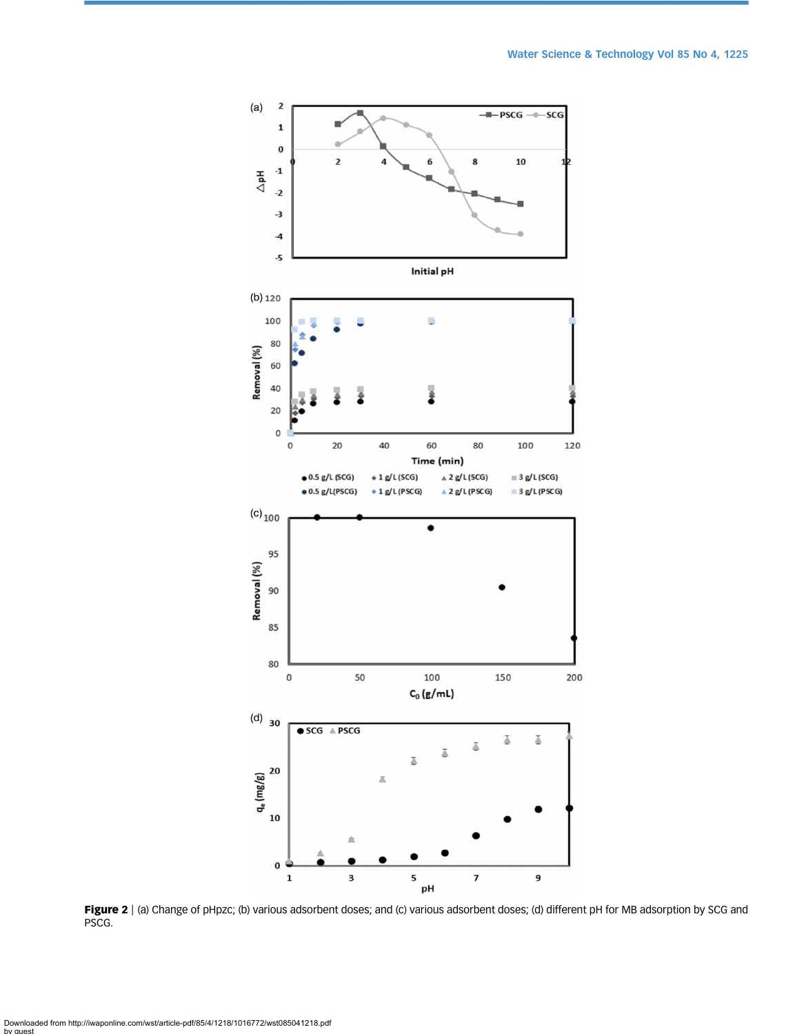**Figure 2** | (a) Change of pHpzc; (b) various adsorbent doses; and (c) various adsorbent doses; (d) different pH for MB adsorption by SCG and PSCG.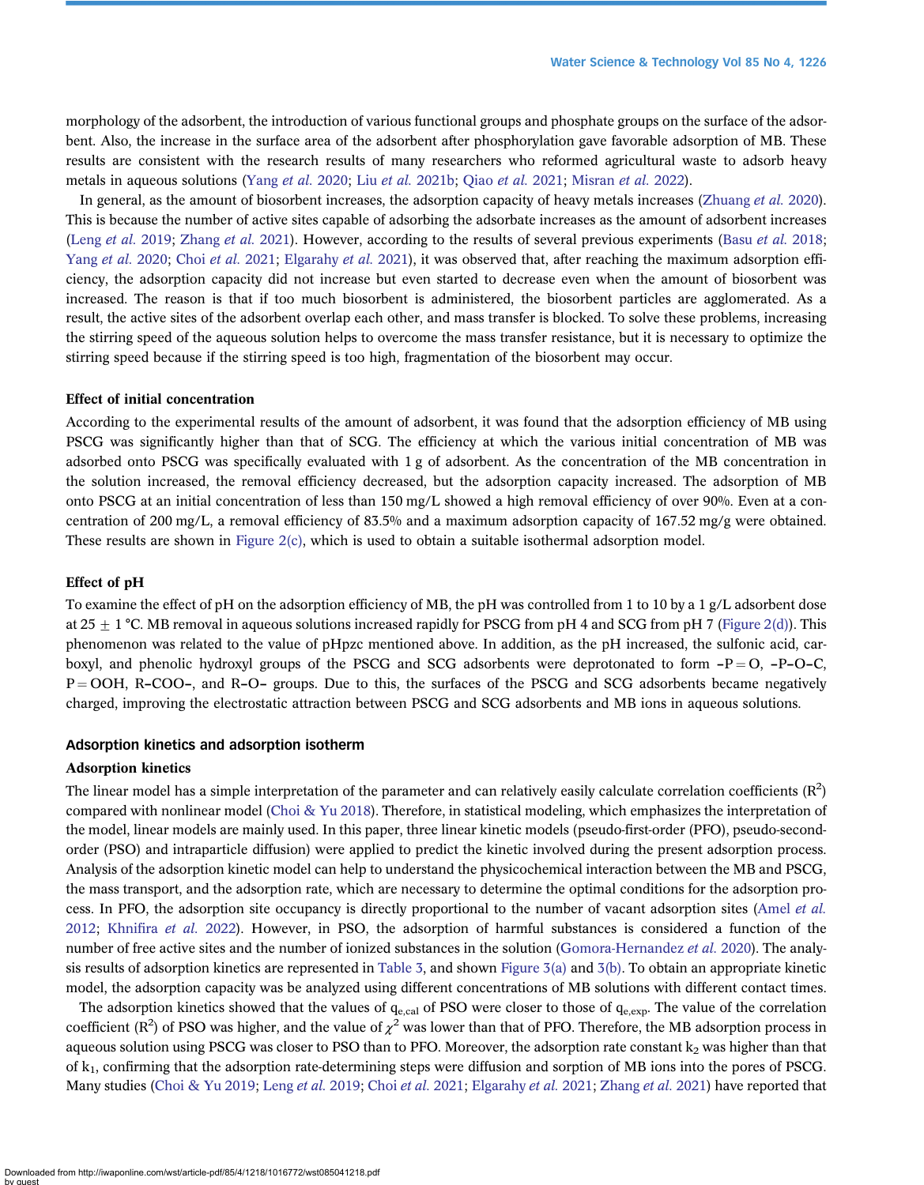morphology of the adsorbent, the introduction of various functional groups and phosphate groups on the surface of the adsorbent. Also, the increase in the surface area of the adsorbent after phosphorylation gave favorable adsorption of MB. These results are consistent with the research results of many researchers who reformed agricultural waste to adsorb heavy metals in aqueous solutions (Yang *et al.* 2020; Liu *et al.* 2021b; Qiao *et al.* 2021; Misran *et al.* 2022).

In general, as the amount of biosorbent increases, the adsorption capacity of heavy metals increases (Zhuang *et al.* 2020). This is because the number of active sites capable of adsorbing the adsorbate increases as the amount of adsorbent increases (Leng *et al.* 2019; Zhang *et al.* 2021). However, according to the results of several previous experiments (Basu *et al.* 2018; Yang *et al.* 2020; Choi *et al.* 2021; Elgarahy *et al.* 2021), it was observed that, after reaching the maximum adsorption efficiency, the adsorption capacity did not increase but even started to decrease even when the amount of biosorbent was increased. The reason is that if too much biosorbent is administered, the biosorbent particles are agglomerated. As a result, the active sites of the adsorbent overlap each other, and mass transfer is blocked. To solve these problems, increasing the stirring speed of the aqueous solution helps to overcome the mass transfer resistance, but it is necessary to optimize the stirring speed because if the stirring speed is too high, fragmentation of the biosorbent may occur.

#### Effect of initial concentration

According to the experimental results of the amount of adsorbent, it was found that the adsorption efficiency of MB using PSCG was significantly higher than that of SCG. The efficiency at which the various initial concentration of MB was adsorbed onto PSCG was specifically evaluated with 1 g of adsorbent. As the concentration of the MB concentration in the solution increased, the removal efficiency decreased, but the adsorption capacity increased. The adsorption of MB onto PSCG at an initial concentration of less than 150 mg/L showed a high removal efficiency of over 90%. Even at a concentration of 200 mg/L, a removal efficiency of 83.5% and a maximum adsorption capacity of 167.52 mg/g were obtained. These results are shown in Figure 2(c), which is used to obtain a suitable isothermal adsorption model.

#### Effect of pH

To examine the effect of pH on the adsorption efficiency of MB, the pH was controlled from 1 to 10 by a 1 g/L adsorbent dose at 25 ± 1 °C. MB removal in aqueous solutions increased rapidly for PSCG from pH 4 and SCG from pH 7 (Figure 2(d)). This phenomenon was related to the value of pHpzc mentioned above. In addition, as the pH increased, the sulfonic acid, carboxyl, and phenolic hydroxyl groups of the PSCG and SCG adsorbents were deprotonated to form –P = O, –P–O–C, P = OOH, R–COO–, and R–O– groups. Due to this, the surfaces of the PSCG and SCG adsorbents became negatively charged, improving the electrostatic attraction between PSCG and SCG adsorbents and MB ions in aqueous solutions.

### Adsorption kinetics and adsorption isotherm

#### Adsorption kinetics

The linear model has a simple interpretation of the parameter and can relatively easily calculate correlation coefficients ($R^2$) compared with nonlinear model (Choi & Yu 2018). Therefore, in statistical modeling, which emphasizes the interpretation of the model, linear models are mainly used. In this paper, three linear kinetic models (pseudo-first-order (PFO), pseudo-second-order (PSO) and intraparticle diffusion) were applied to predict the kinetic involved during the present adsorption process. Analysis of the adsorption kinetic model can help to understand the physicochemical interaction between the MB and PSCG, the mass transport, and the adsorption rate, which are necessary to determine the optimal conditions for the adsorption process. In PFO, the adsorption site occupancy is directly proportional to the number of vacant adsorption sites (Amel *et al.* 2012; Khnifira *et al.* 2022). However, in PSO, the adsorption of harmful substances is considered a function of the number of free active sites and the number of ionized substances in the solution (Gomora-Hernandez *et al.* 2020). The analysis results of adsorption kinetics are represented in Table 3, and shown Figure 3(a) and 3(b). To obtain an appropriate kinetic model, the adsorption capacity was be analyzed using different concentrations of MB solutions with different contact times.

The adsorption kinetics showed that the values of $q_{e,cal}$ of PSO were closer to those of $q_{e,exp}$. The value of the correlation coefficient ($R^2$) of PSO was higher, and the value of $\chi^2$ was lower than that of PFO. Therefore, the MB adsorption process in aqueous solution using PSCG was closer to PSO than to PFO. Moreover, the adsorption rate constant $k_2$ was higher than that of $k_1$, confirming that the adsorption rate-determining steps were diffusion and sorption of MB ions into the pores of PSCG. Many studies (Choi & Yu 2019; Leng *et al.* 2019; Choi *et al.* 2021; Elgarahy *et al.* 2021; Zhang *et al.* 2021) have reported that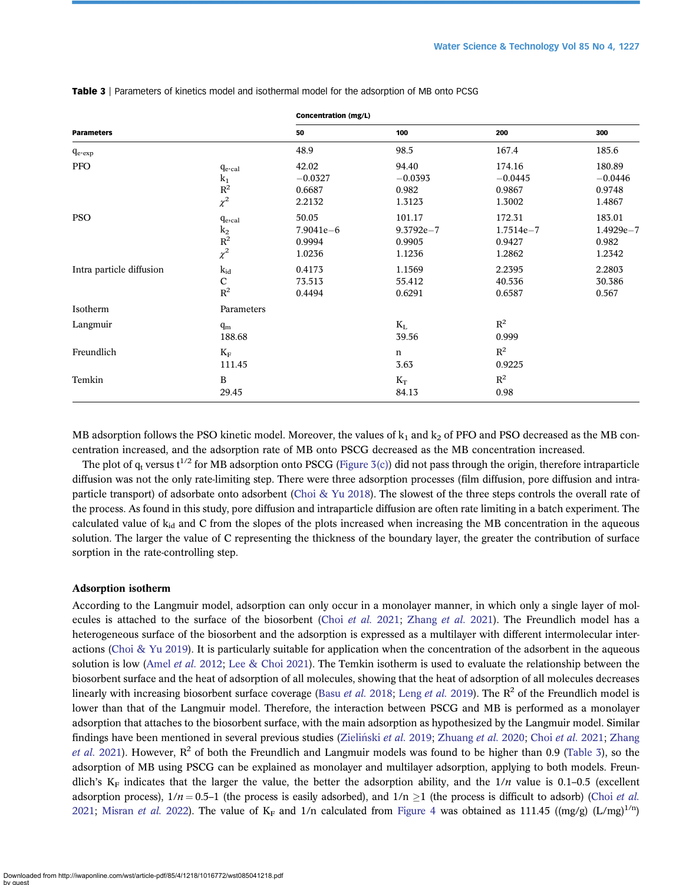**Table 3** | Parameters of kinetics model and isothermal model for the adsorption of MB onto PCSG

| Parameters | | Concentration (mg/L) | | | |
|---|---|---|---|---|---|
| | | 50 | 100 | 200 | 300 |
| $q_{e\cdot exp}$ | | 48.9 | 98.5 | 167.4 | 185.6 |
| PFO | $q_{e\cdot cal}$ | 42.02 | 94.40 | 174.16 | 180.89 |
| | $k_1$ | −0.0327 | −0.0393 | −0.0445 | −0.0446 |
| | $R^2$ | 0.6687 | 0.982 | 0.9867 | 0.9748 |
| | $\chi^2$ | 2.2132 | 1.3123 | 1.3002 | 1.4867 |
| PSO | $q_{e,cal}$ | 50.05 | 101.17 | 172.31 | 183.01 |
| | $k_2$ | 7.9041e−6 | 9.3792e−7 | 1.7514e−7 | 1.4929e−7 |
| | $R^2$ | 0.9994 | 0.9905 | 0.9427 | 0.982 |
| | $\chi^2$ | 1.0236 | 1.1236 | 1.2862 | 1.2342 |
| Intra particle diffusion | $k_{id}$ | 0.4173 | 1.1569 | 2.2395 | 2.2803 |
| | C | 73.513 | 55.412 | 40.536 | 30.386 |
| | $R^2$ | 0.4494 | 0.6291 | 0.6587 | 0.567 |
| Isotherm | Parameters | | | | |
| Langmuir | $q_m$ | | $K_L$ | $R^2$ | |
| | 188.68 | | 39.56 | 0.999 | |
| Freundlich | $K_F$ | | n | $R^2$ | |
| | 111.45 | | 3.63 | 0.9225 | |
| Temkin | B | | $K_T$ | $R^2$ | |
| | 29.45 | | 84.13 | 0.98 | |

MB adsorption follows the PSO kinetic model. Moreover, the values of $k_1$ and $k_2$ of PFO and PSO decreased as the MB concentration increased, and the adsorption rate of MB onto PSCG decreased as the MB concentration increased.

The plot of $q_t$ versus $t^{1/2}$ for MB adsorption onto PSCG (Figure 3(c)) did not pass through the origin, therefore intraparticle diffusion was not the only rate-limiting step. There were three adsorption processes (film diffusion, pore diffusion and intraparticle transport) of adsorbate onto adsorbent (Choi & Yu 2018). The slowest of the three steps controls the overall rate of the process. As found in this study, pore diffusion and intraparticle diffusion are often rate limiting in a batch experiment. The calculated value of $k_{id}$ and C from the slopes of the plots increased when increasing the MB concentration in the aqueous solution. The larger the value of C representing the thickness of the boundary layer, the greater the contribution of surface sorption in the rate-controlling step.

### Adsorption isotherm

According to the Langmuir model, adsorption can only occur in a monolayer manner, in which only a single layer of molecules is attached to the surface of the biosorbent (Choi *et al.* 2021; Zhang *et al.* 2021). The Freundlich model has a heterogeneous surface of the biosorbent and the adsorption is expressed as a multilayer with different intermolecular interactions (Choi & Yu 2019). It is particularly suitable for application when the concentration of the adsorbent in the aqueous solution is low (Amel *et al.* 2012; Lee & Choi 2021). The Temkin isotherm is used to evaluate the relationship between the biosorbent surface and the heat of adsorption of all molecules, showing that the heat of adsorption of all molecules decreases linearly with increasing biosorbent surface coverage (Basu *et al.* 2018; Leng *et al.* 2019). The $R^2$ of the Freundlich model is lower than that of the Langmuir model. Therefore, the interaction between PSCG and MB is performed as a monolayer adsorption that attaches to the biosorbent surface, with the main adsorption as hypothesized by the Langmuir model. Similar findings have been mentioned in several previous studies (Zieliński *et al.* 2019; Zhuang *et al.* 2020; Choi *et al.* 2021; Zhang *et al.* 2021). However, $R^2$ of both the Freundlich and Langmuir models was found to be higher than 0.9 (Table 3), so the adsorption of MB using PSCG can be explained as monolayer and multilayer adsorption, applying to both models. Freundlich's $K_F$ indicates that the larger the value, the better the adsorption ability, and the $1/n$ value is 0.1–0.5 (excellent adsorption process), $1/n = 0.5$–1 (the process is easily adsorbed), and $1/n \geq 1$ (the process is difficult to adsorb) (Choi *et al.* 2021; Misran *et al.* 2022). The value of $K_F$ and 1/n calculated from Figure 4 was obtained as 111.45 ((mg/g) (L/mg)$^{1/n}$)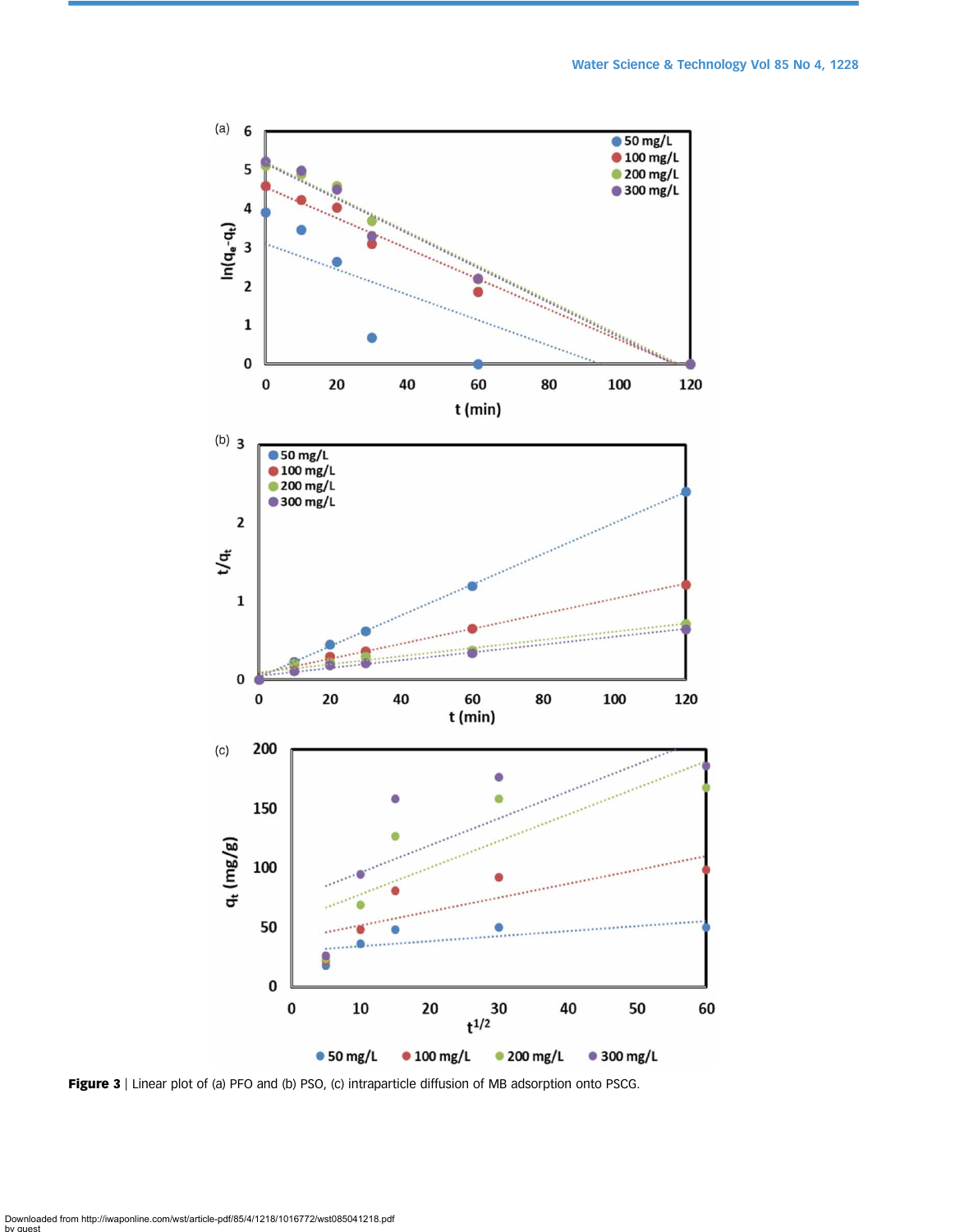**Figure 3** | Linear plot of (a) PFO and (b) PSO, (c) intraparticle diffusion of MB adsorption onto PSCG.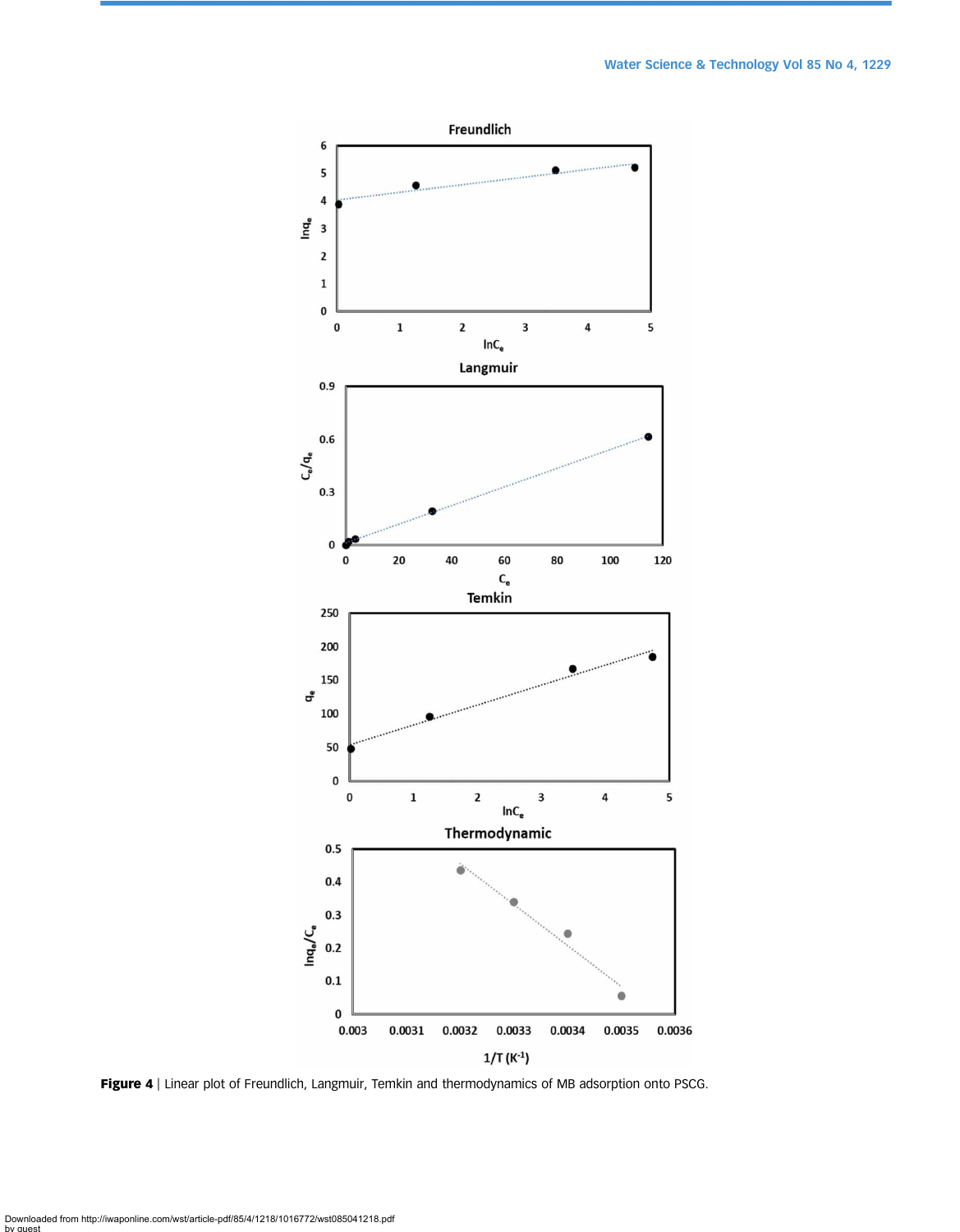**Figure 4** | Linear plot of Freundlich, Langmuir, Temkin and thermodynamics of MB adsorption onto PSCG.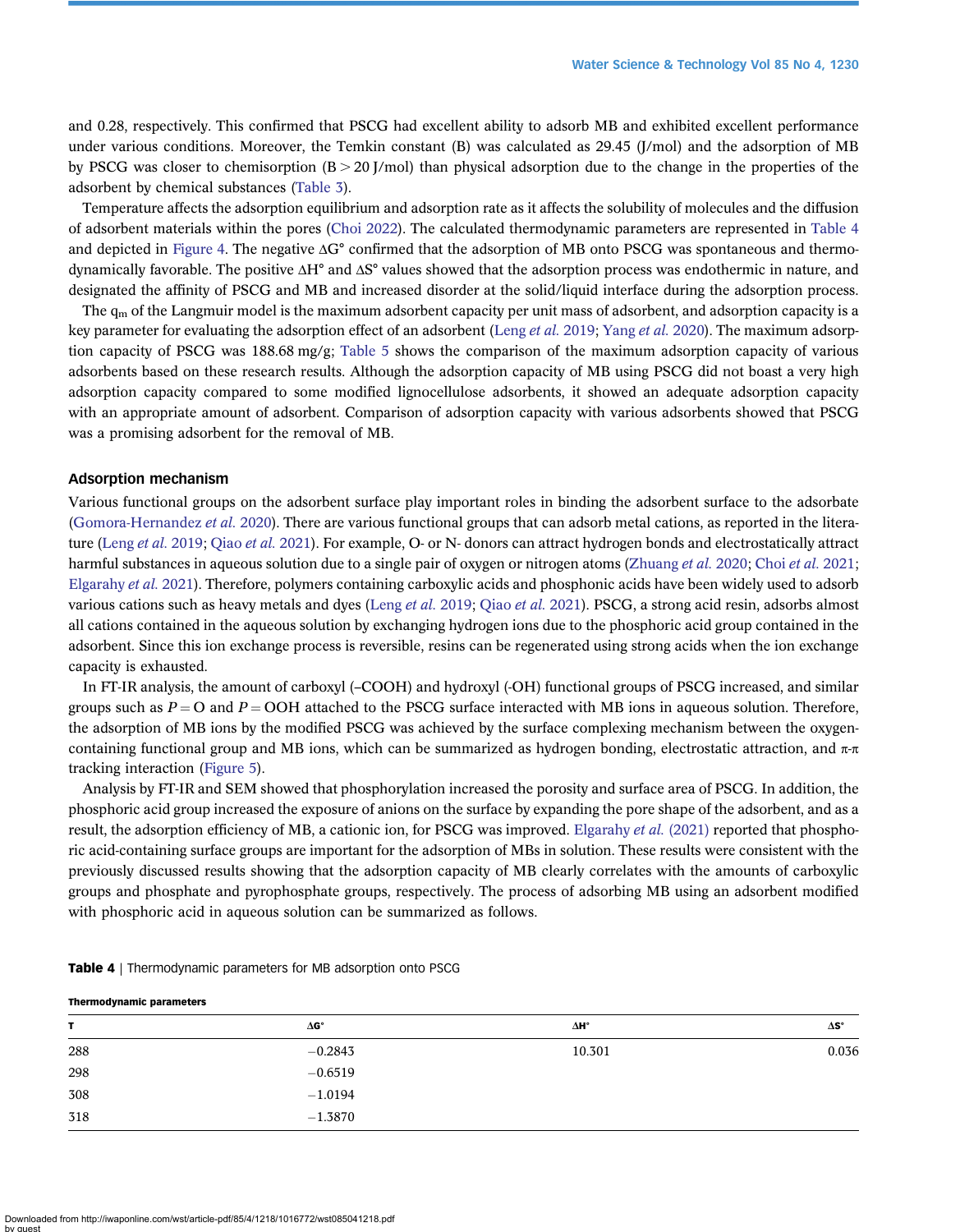and 0.28, respectively. This confirmed that PSCG had excellent ability to adsorb MB and exhibited excellent performance under various conditions. Moreover, the Temkin constant (B) was calculated as 29.45 (J/mol) and the adsorption of MB by PSCG was closer to chemisorption ($B > 20$ J/mol) than physical adsorption due to the change in the properties of the adsorbent by chemical substances (Table 3).

Temperature affects the adsorption equilibrium and adsorption rate as it affects the solubility of molecules and the diffusion of adsorbent materials within the pores (Choi 2022). The calculated thermodynamic parameters are represented in Table 4 and depicted in Figure 4. The negative $\Delta G°$ confirmed that the adsorption of MB onto PSCG was spontaneous and thermodynamically favorable. The positive $\Delta H°$ and $\Delta S°$ values showed that the adsorption process was endothermic in nature, and designated the affinity of PSCG and MB and increased disorder at the solid/liquid interface during the adsorption process.

The $q_m$ of the Langmuir model is the maximum adsorbent capacity per unit mass of adsorbent, and adsorption capacity is a key parameter for evaluating the adsorption effect of an adsorbent (Leng *et al.* 2019; Yang *et al.* 2020). The maximum adsorption capacity of PSCG was 188.68 mg/g; Table 5 shows the comparison of the maximum adsorption capacity of various adsorbents based on these research results. Although the adsorption capacity of MB using PSCG did not boast a very high adsorption capacity compared to some modified lignocellulose adsorbents, it showed an adequate adsorption capacity with an appropriate amount of adsorbent. Comparison of adsorption capacity with various adsorbents showed that PSCG was a promising adsorbent for the removal of MB.

### Adsorption mechanism

Various functional groups on the adsorbent surface play important roles in binding the adsorbent surface to the adsorbate (Gomora-Hernandez *et al.* 2020). There are various functional groups that can adsorb metal cations, as reported in the literature (Leng *et al.* 2019; Qiao *et al.* 2021). For example, O- or N- donors can attract hydrogen bonds and electrostatically attract harmful substances in aqueous solution due to a single pair of oxygen or nitrogen atoms (Zhuang *et al.* 2020; Choi *et al.* 2021; Elgarahy *et al.* 2021). Therefore, polymers containing carboxylic acids and phosphonic acids have been widely used to adsorb various cations such as heavy metals and dyes (Leng *et al.* 2019; Qiao *et al.* 2021). PSCG, a strong acid resin, adsorbs almost all cations contained in the aqueous solution by exchanging hydrogen ions due to the phosphoric acid group contained in the adsorbent. Since this ion exchange process is reversible, resins can be regenerated using strong acids when the ion exchange capacity is exhausted.

In FT-IR analysis, the amount of carboxyl (–COOH) and hydroxyl (-OH) functional groups of PSCG increased, and similar groups such as $P=O$ and $P=OOH$ attached to the PSCG surface interacted with MB ions in aqueous solution. Therefore, the adsorption of MB ions by the modified PSCG was achieved by the surface complexing mechanism between the oxygen-containing functional group and MB ions, which can be summarized as hydrogen bonding, electrostatic attraction, and π-π tracking interaction (Figure 5).

Analysis by FT-IR and SEM showed that phosphorylation increased the porosity and surface area of PSCG. In addition, the phosphoric acid group increased the exposure of anions on the surface by expanding the pore shape of the adsorbent, and as a result, the adsorption efficiency of MB, a cationic ion, for PSCG was improved. Elgarahy *et al.* (2021) reported that phosphoric acid-containing surface groups are important for the adsorption of MBs in solution. These results were consistent with the previously discussed results showing that the adsorption capacity of MB clearly correlates with the amounts of carboxylic groups and phosphate and pyrophosphate groups, respectively. The process of adsorbing MB using an adsorbent modified with phosphoric acid in aqueous solution can be summarized as follows.

**Table 4** | Thermodynamic parameters for MB adsorption onto PSCG

| Thermodynamic parameters | | | |
|---|---|---|---|
| T | $\Delta G°$ | $\Delta H°$ | $\Delta S°$ |
| 288 | −0.2843 | 10.301 | 0.036 |
| 298 | −0.6519 | | |
| 308 | −1.0194 | | |
| 318 | −1.3870 | | |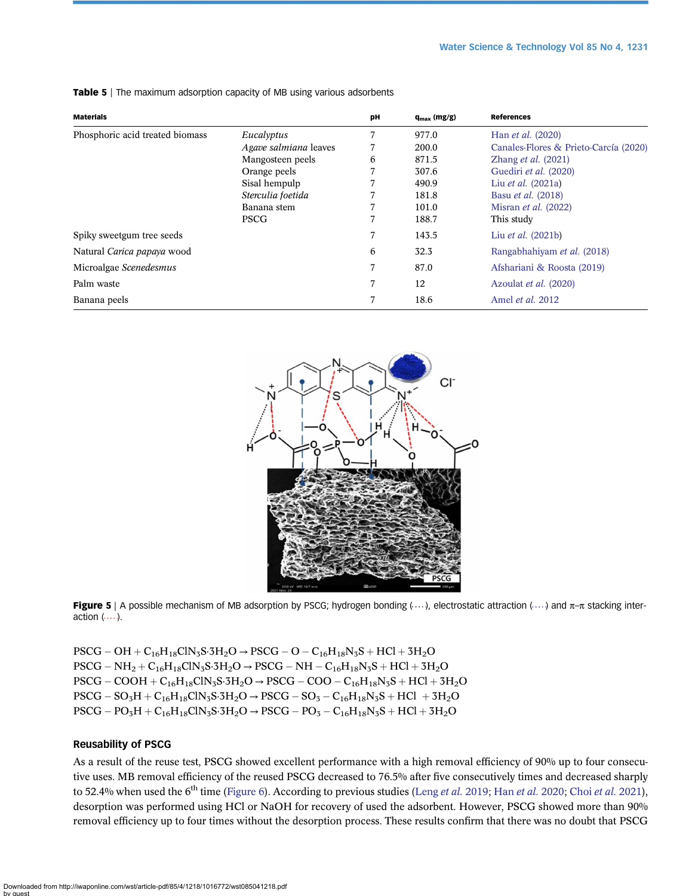**Table 5** | The maximum adsorption capacity of MB using various adsorbents

| Materials | | pH | $q_{max}$ (mg/g) | References |
|---|---|---|---|---|
| Phosphoric acid treated biomass | *Eucalyptus* | 7 | 977.0 | Han *et al.* (2020) |
| | *Agave salmiana* leaves | 7 | 200.0 | Canales-Flores & Prieto-García (2020) |
| | Mangosteen peels | 6 | 871.5 | Zhang *et al.* (2021) |
| | Orange peels | 7 | 307.6 | Guediri *et al.* (2020) |
| | Sisal hempulp | 7 | 490.9 | Liu *et al.* (2021a) |
| | *Sterculia foetida* | 7 | 181.8 | Basu *et al.* (2018) |
| | Banana stem | 7 | 101.0 | Misran *et al.* (2022) |
| | PSCG | 7 | 188.7 | This study |
| Spiky sweetgum tree seeds | | 7 | 143.5 | Liu *et al.* (2021b) |
| Natural *Carica papaya* wood | | 6 | 32.3 | Rangabhahiyam *et al.* (2018) |
| Microalgae *Scenedesmus* | | 7 | 87.0 | Afshariani & Roosta (2019) |
| Palm waste | | 7 | 12 | Azoulat *et al.* (2020) |
| Banana peels | | 7 | 18.6 | Amel *et al.* 2012 |

**Figure 5** | A possible mechanism of MB adsorption by PSCG; hydrogen bonding (····), electrostatic attraction (····) and π–π stacking interaction (····).

$$PSCG - OH + C_{16}H_{18}ClN_3S{\cdot}3H_2O \rightarrow PSCG - O - C_{16}H_{18}N_3S + HCl + 3H_2O$$
$$PSCG - NH_2 + C_{16}H_{18}ClN_3S{\cdot}3H_2O \rightarrow PSCG - NH - C_{16}H_{18}N_3S + HCl + 3H_2O$$
$$PSCG - COOH + C_{16}H_{18}ClN_3S{\cdot}3H_2O \rightarrow PSCG - COO - C_{16}H_{18}N_3S + HCl + 3H_2O$$
$$PSCG - SO_3H + C_{16}H_{18}ClN_3S{\cdot}3H_2O \rightarrow PSCG - SO_3 - C_{16}H_{18}N_3S + HCl + 3H_2O$$
$$PSCG - PO_3H + C_{16}H_{18}ClN_3S{\cdot}3H_2O \rightarrow PSCG - PO_3 - C_{16}H_{18}N_3S + HCl + 3H_2O$$

### Reusability of PSCG

As a result of the reuse test, PSCG showed excellent performance with a high removal efficiency of 90% up to four consecutive uses. MB removal efficiency of the reused PSCG decreased to 76.5% after five consecutively times and decreased sharply to 52.4% when used the 6th time (Figure 6). According to previous studies (Leng *et al.* 2019; Han *et al.* 2020; Choi *et al.* 2021), desorption was performed using HCl or NaOH for recovery of used the adsorbent. However, PSCG showed more than 90% removal efficiency up to four times without the desorption process. These results confirm that there was no doubt that PSCG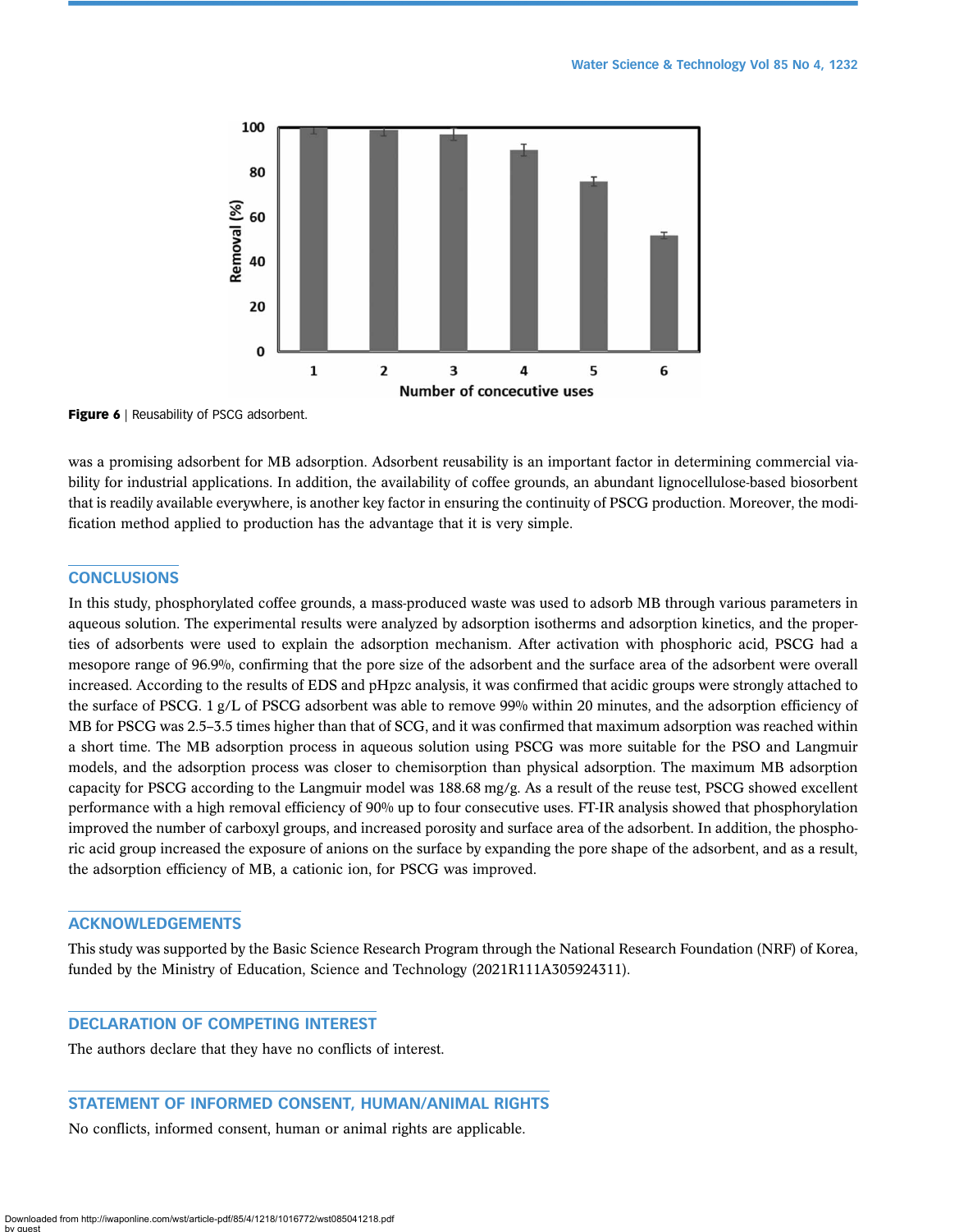Figure 6 | Reusability of PSCG adsorbent.

was a promising adsorbent for MB adsorption. Adsorbent reusability is an important factor in determining commercial viability for industrial applications. In addition, the availability of coffee grounds, an abundant lignocellulose-based biosorbent that is readily available everywhere, is another key factor in ensuring the continuity of PSCG production. Moreover, the modification method applied to production has the advantage that it is very simple.

## CONCLUSIONS

In this study, phosphorylated coffee grounds, a mass-produced waste was used to adsorb MB through various parameters in aqueous solution. The experimental results were analyzed by adsorption isotherms and adsorption kinetics, and the properties of adsorbents were used to explain the adsorption mechanism. After activation with phosphoric acid, PSCG had a mesopore range of 96.9%, confirming that the pore size of the adsorbent and the surface area of the adsorbent were overall increased. According to the results of EDS and pHpzc analysis, it was confirmed that acidic groups were strongly attached to the surface of PSCG. 1 g/L of PSCG adsorbent was able to remove 99% within 20 minutes, and the adsorption efficiency of MB for PSCG was 2.5–3.5 times higher than that of SCG, and it was confirmed that maximum adsorption was reached within a short time. The MB adsorption process in aqueous solution using PSCG was more suitable for the PSO and Langmuir models, and the adsorption process was closer to chemisorption than physical adsorption. The maximum MB adsorption capacity for PSCG according to the Langmuir model was 188.68 mg/g. As a result of the reuse test, PSCG showed excellent performance with a high removal efficiency of 90% up to four consecutive uses. FT-IR analysis showed that phosphorylation improved the number of carboxyl groups, and increased porosity and surface area of the adsorbent. In addition, the phosphoric acid group increased the exposure of anions on the surface by expanding the pore shape of the adsorbent, and as a result, the adsorption efficiency of MB, a cationic ion, for PSCG was improved.

## ACKNOWLEDGEMENTS

This study was supported by the Basic Science Research Program through the National Research Foundation (NRF) of Korea, funded by the Ministry of Education, Science and Technology (2021R111A305924311).

## DECLARATION OF COMPETING INTEREST

The authors declare that they have no conflicts of interest.

## STATEMENT OF INFORMED CONSENT, HUMAN/ANIMAL RIGHTS

No conflicts, informed consent, human or animal rights are applicable.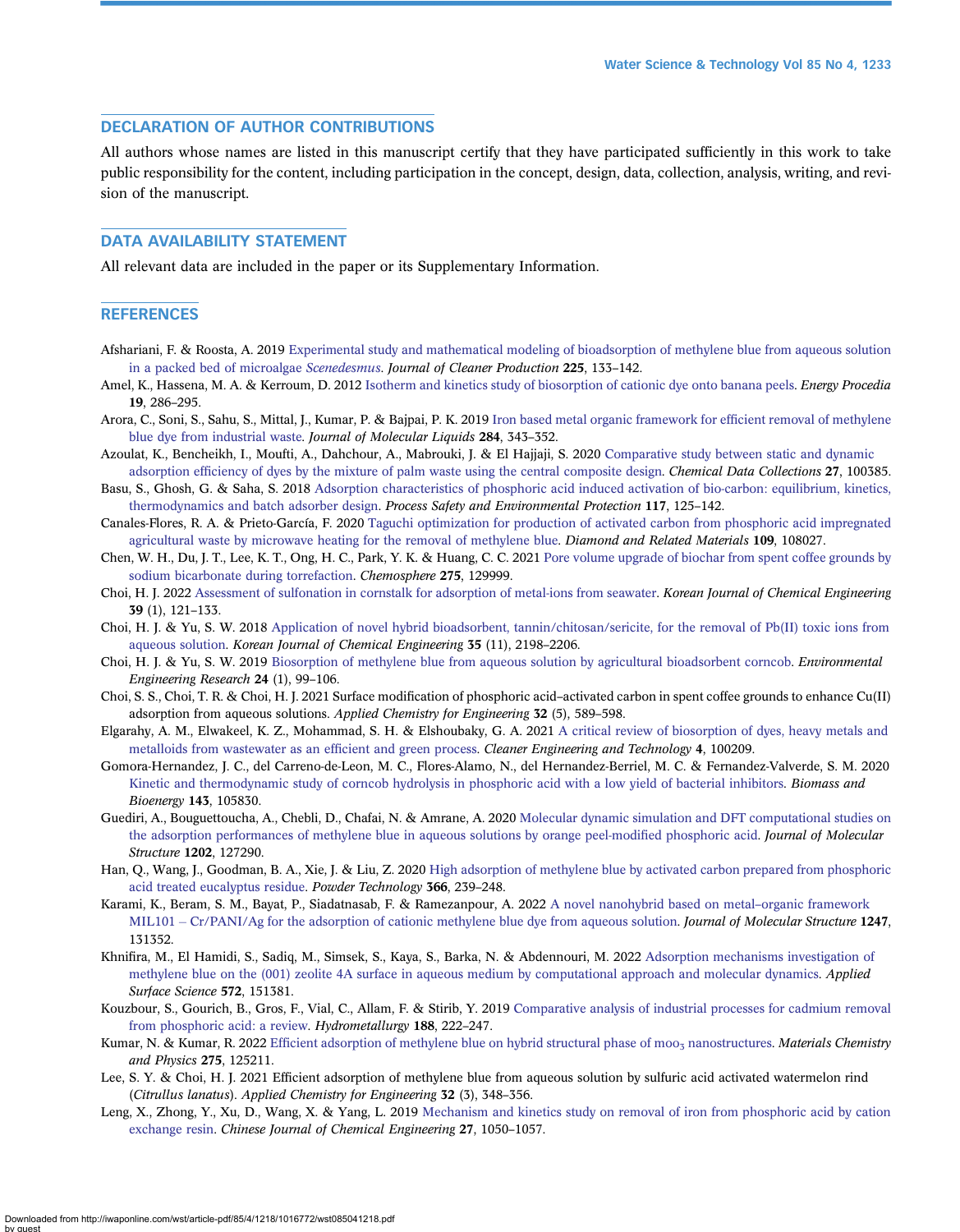## DECLARATION OF AUTHOR CONTRIBUTIONS

All authors whose names are listed in this manuscript certify that they have participated sufficiently in this work to take public responsibility for the content, including participation in the concept, design, data, collection, analysis, writing, and revision of the manuscript.

## DATA AVAILABILITY STATEMENT

All relevant data are included in the paper or its Supplementary Information.

## REFERENCES

Afshariani, F. & Roosta, A. 2019 Experimental study and mathematical modeling of bioadsorption of methylene blue from aqueous solution in a packed bed of microalgae *Scenedesmus*. *Journal of Cleaner Production* **225**, 133–142.

Amel, K., Hassena, M. A. & Kerroum, D. 2012 Isotherm and kinetics study of biosorption of cationic dye onto banana peels. *Energy Procedia* **19**, 286–295.

Arora, C., Soni, S., Sahu, S., Mittal, J., Kumar, P. & Bajpai, P. K. 2019 Iron based metal organic framework for efficient removal of methylene blue dye from industrial waste. *Journal of Molecular Liquids* **284**, 343–352.

Azoulat, K., Bencheikh, I., Moufti, A., Dahchour, A., Mabrouki, J. & El Hajjaji, S. 2020 Comparative study between static and dynamic adsorption efficiency of dyes by the mixture of palm waste using the central composite design. *Chemical Data Collections* **27**, 100385.

Basu, S., Ghosh, G. & Saha, S. 2018 Adsorption characteristics of phosphoric acid induced activation of bio-carbon: equilibrium, kinetics, thermodynamics and batch adsorber design. *Process Safety and Environmental Protection* **117**, 125–142.

Canales-Flores, R. A. & Prieto-García, F. 2020 Taguchi optimization for production of activated carbon from phosphoric acid impregnated agricultural waste by microwave heating for the removal of methylene blue. *Diamond and Related Materials* **109**, 108027.

Chen, W. H., Du, J. T., Lee, K. T., Ong, H. C., Park, Y. K. & Huang, C. C. 2021 Pore volume upgrade of biochar from spent coffee grounds by sodium bicarbonate during torrefaction. *Chemosphere* **275**, 129999.

Choi, H. J. 2022 Assessment of sulfonation in cornstalk for adsorption of metal-ions from seawater. *Korean Journal of Chemical Engineering* **39** (1), 121–133.

Choi, H. J. & Yu, S. W. 2018 Application of novel hybrid bioadsorbent, tannin/chitosan/sericite, for the removal of Pb(II) toxic ions from aqueous solution. *Korean Journal of Chemical Engineering* **35** (11), 2198–2206.

Choi, H. J. & Yu, S. W. 2019 Biosorption of methylene blue from aqueous solution by agricultural bioadsorbent corncob. *Environmental Engineering Research* **24** (1), 99–106.

Choi, S. S., Choi, T. R. & Choi, H. J. 2021 Surface modification of phosphoric acid–activated carbon in spent coffee grounds to enhance Cu(II) adsorption from aqueous solutions. *Applied Chemistry for Engineering* **32** (5), 589–598.

Elgarahy, A. M., Elwakeel, K. Z., Mohammad, S. H. & Elshoubaky, G. A. 2021 A critical review of biosorption of dyes, heavy metals and metalloids from wastewater as an efficient and green process. *Cleaner Engineering and Technology* **4**, 100209.

Gomora-Hernandez, J. C., del Carreno-de-Leon, M. C., Flores-Alamo, N., del Hernandez-Berriel, M. C. & Fernandez-Valverde, S. M. 2020 Kinetic and thermodynamic study of corncob hydrolysis in phosphoric acid with a low yield of bacterial inhibitors. *Biomass and Bioenergy* **143**, 105830.

Guediri, A., Bouguettoucha, A., Chebli, D., Chafai, N. & Amrane, A. 2020 Molecular dynamic simulation and DFT computational studies on the adsorption performances of methylene blue in aqueous solutions by orange peel-modified phosphoric acid. *Journal of Molecular Structure* **1202**, 127290.

Han, Q., Wang, J., Goodman, B. A., Xie, J. & Liu, Z. 2020 High adsorption of methylene blue by activated carbon prepared from phosphoric acid treated eucalyptus residue. *Powder Technology* **366**, 239–248.

Karami, K., Beram, S. M., Bayat, P., Siadatnasab, F. & Ramezanpour, A. 2022 A novel nanohybrid based on metal–organic framework MIL101 – Cr/PANI/Ag for the adsorption of cationic methylene blue dye from aqueous solution. *Journal of Molecular Structure* **1247**, 131352.

Khnifira, M., El Hamidi, S., Sadiq, M., Simsek, S., Kaya, S., Barka, N. & Abdennouri, M. 2022 Adsorption mechanisms investigation of methylene blue on the (001) zeolite 4A surface in aqueous medium by computational approach and molecular dynamics. *Applied Surface Science* **572**, 151381.

Kouzbour, S., Gourich, B., Gros, F., Vial, C., Allam, F. & Stirib, Y. 2019 Comparative analysis of industrial processes for cadmium removal from phosphoric acid: a review. *Hydrometallurgy* **188**, 222–247.

Kumar, N. & Kumar, R. 2022 Efficient adsorption of methylene blue on hybrid structural phase of $moo_3$ nanostructures. *Materials Chemistry and Physics* **275**, 125211.

Lee, S. Y. & Choi, H. J. 2021 Efficient adsorption of methylene blue from aqueous solution by sulfuric acid activated watermelon rind (*Citrullus lanatus*). *Applied Chemistry for Engineering* **32** (3), 348–356.

Leng, X., Zhong, Y., Xu, D., Wang, X. & Yang, L. 2019 Mechanism and kinetics study on removal of iron from phosphoric acid by cation exchange resin. *Chinese Journal of Chemical Engineering* **27**, 1050–1057.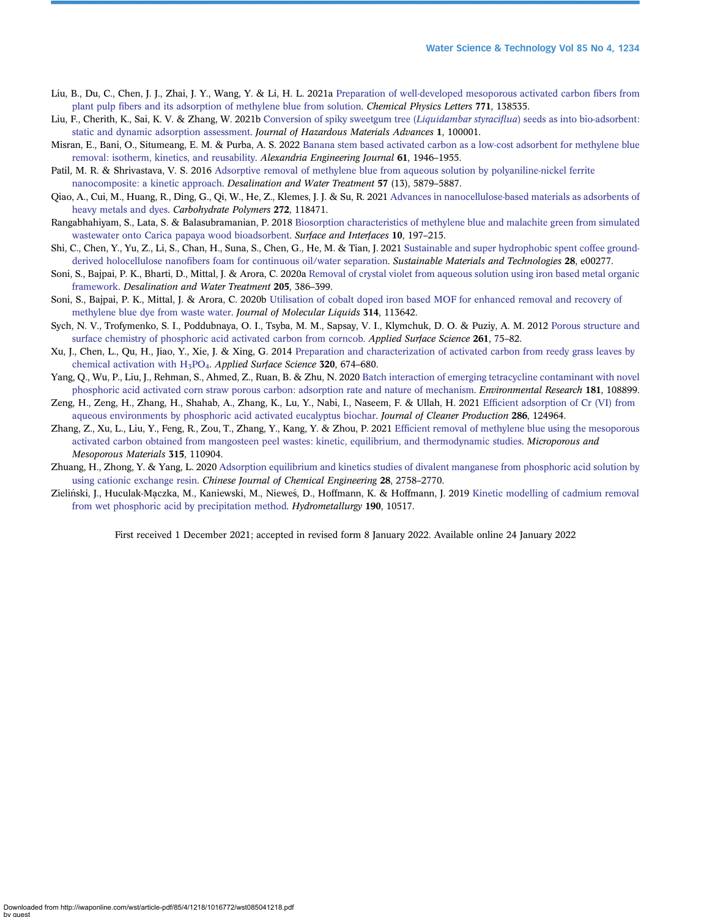Liu, B., Du, C., Chen, J. J., Zhai, J. Y., Wang, Y. & Li, H. L. 2021a Preparation of well-developed mesoporous activated carbon fibers from plant pulp fibers and its adsorption of methylene blue from solution. *Chemical Physics Letters* **771**, 138535.

Liu, F., Cherith, K., Sai, K. V. & Zhang, W. 2021b Conversion of spiky sweetgum tree (*Liquidambar styraciflua*) seeds as into bio-adsorbent: static and dynamic adsorption assessment. *Journal of Hazardous Materials Advances* **1**, 100001.

Misran, E., Bani, O., Situmeang, E. M. & Purba, A. S. 2022 Banana stem based activated carbon as a low-cost adsorbent for methylene blue removal: isotherm, kinetics, and reusability. *Alexandria Engineering Journal* **61**, 1946–1955.

Patil, M. R. & Shrivastava, V. S. 2016 Adsorptive removal of methylene blue from aqueous solution by polyaniline-nickel ferrite nanocomposite: a kinetic approach. *Desalination and Water Treatment* **57** (13), 5879–5887.

Qiao, A., Cui, M., Huang, R., Ding, G., Qi, W., He, Z., Klemes, J. J. & Su, R. 2021 Advances in nanocellulose-based materials as adsorbents of heavy metals and dyes. *Carbohydrate Polymers* **272**, 118471.

Rangabhahiyam, S., Lata, S. & Balasubramanian, P. 2018 Biosorption characteristics of methylene blue and malachite green from simulated wastewater onto Carica papaya wood bioadsorbent. *Surface and Interfaces* **10**, 197–215.

Shi, C., Chen, Y., Yu, Z., Li, S., Chan, H., Suna, S., Chen, G., He, M. & Tian, J. 2021 Sustainable and super hydrophobic spent coffee ground-derived holocellulose nanofibers foam for continuous oil/water separation. *Sustainable Materials and Technologies* **28**, e00277.

Soni, S., Bajpai, P. K., Bharti, D., Mittal, J. & Arora, C. 2020a Removal of crystal violet from aqueous solution using iron based metal organic framework. *Desalination and Water Treatment* **205**, 386–399.

Soni, S., Bajpai, P. K., Mittal, J. & Arora, C. 2020b Utilisation of cobalt doped iron based MOF for enhanced removal and recovery of methylene blue dye from waste water. *Journal of Molecular Liquids* **314**, 113642.

Sych, N. V., Trofymenko, S. I., Poddubnaya, O. I., Tsyba, M. M., Sapsay, V. I., Klymchuk, D. O. & Puziy, A. M. 2012 Porous structure and surface chemistry of phosphoric acid activated carbon from corncob. *Applied Surface Science* **261**, 75–82.

Xu, J., Chen, L., Qu, H., Jiao, Y., Xie, J. & Xing, G. 2014 Preparation and characterization of activated carbon from reedy grass leaves by chemical activation with $H_3PO_4$. *Applied Surface Science* **320**, 674–680.

Yang, Q., Wu, P., Liu, J., Rehman, S., Ahmed, Z., Ruan, B. & Zhu, N. 2020 Batch interaction of emerging tetracycline contaminant with novel phosphoric acid activated corn straw porous carbon: adsorption rate and nature of mechanism. *Environmental Research* **181**, 108899.

Zeng, H., Zeng, H., Zhang, H., Shahab, A., Zhang, K., Lu, Y., Nabi, I., Naseem, F. & Ullah, H. 2021 Efficient adsorption of Cr (VI) from aqueous environments by phosphoric acid activated eucalyptus biochar. *Journal of Cleaner Production* **286**, 124964.

Zhang, Z., Xu, L., Liu, Y., Feng, R., Zou, T., Zhang, Y., Kang, Y. & Zhou, P. 2021 Efficient removal of methylene blue using the mesoporous activated carbon obtained from mangosteen peel wastes: kinetic, equilibrium, and thermodynamic studies. *Microporous and Mesoporous Materials* **315**, 110904.

Zhuang, H., Zhong, Y. & Yang, L. 2020 Adsorption equilibrium and kinetics studies of divalent manganese from phosphoric acid solution by using cationic exchange resin. *Chinese Journal of Chemical Engineering* **28**, 2758–2770.

Zieliński, J., Huculak-Mączka, M., Kaniewski, M., Nieweś, D., Hoffmann, K. & Hoffmann, J. 2019 Kinetic modelling of cadmium removal from wet phosphoric acid by precipitation method. *Hydrometallurgy* **190**, 10517.

First received 1 December 2021; accepted in revised form 8 January 2022. Available online 24 January 2022